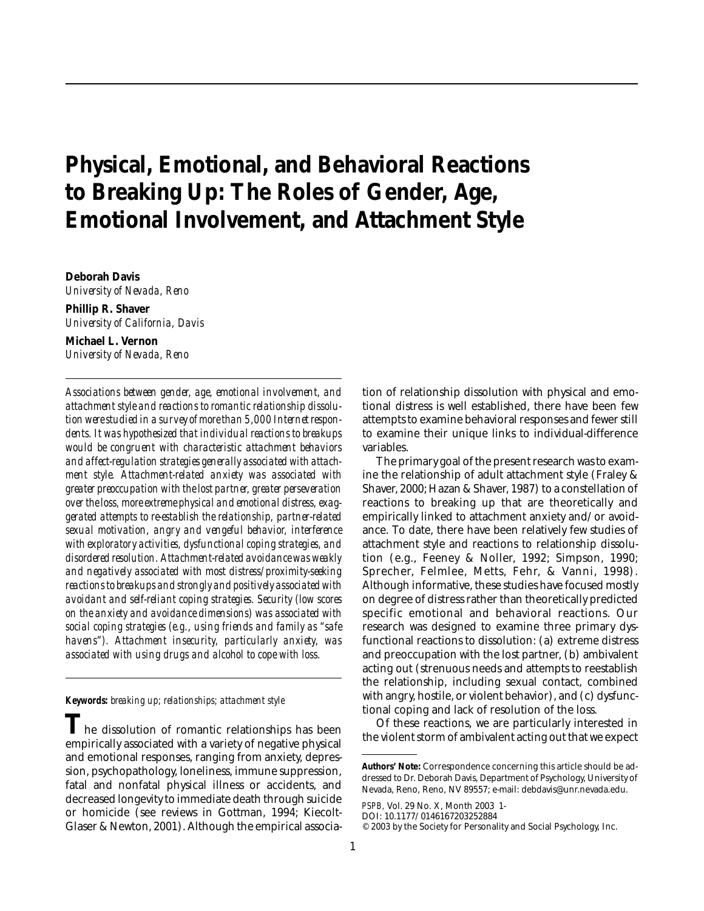# Physical, Emotional, and Behavioral Reactions to Breaking Up: The Roles of Gender, Age, Emotional Involvement, and Attachment Style

**Deborah Davis**
*University of Nevada, Reno*

**Phillip R. Shaver**
*University of California, Davis*

**Michael L. Vernon**
*University of Nevada, Reno*

*Associations between gender, age, emotional involvement, and attachment style and reactions to romantic relationship dissolution were studied in a survey of more than 5,000 Internet respondents. It was hypothesized that individual reactions to breakups would be congruent with characteristic attachment behaviors and affect-regulation strategies generally associated with attachment style. Attachment-related anxiety was associated with greater preoccupation with the lost partner, greater perseveration over the loss, more extreme physical and emotional distress, exaggerated attempts to re-establish the relationship, partner-related sexual motivation, angry and vengeful behavior, interference with exploratory activities, dysfunctional coping strategies, and disordered resolution. Attachment-related avoidance was weakly and negatively associated with most distress/proximity-seeking reactions to breakups and strongly and positively associated with avoidant and self-reliant coping strategies. Security (low scores on the anxiety and avoidance dimensions) was associated with social coping strategies (e.g., using friends and family as "safe havens"). Attachment insecurity, particularly anxiety, was associated with using drugs and alcohol to cope with loss.*

**Keywords:** *breaking up; relationships; attachment style*

The dissolution of romantic relationships has been empirically associated with a variety of negative physical and emotional responses, ranging from anxiety, depression, psychopathology, loneliness, immune suppression, fatal and nonfatal physical illness or accidents, and decreased longevity to immediate death through suicide or homicide (see reviews in Gottman, 1994; Kiecolt-Glaser & Newton, 2001). Although the empirical association of relationship dissolution with physical and emotional distress is well established, there have been few attempts to examine behavioral responses and fewer still to examine their unique links to individual-difference variables.

The primary goal of the present research was to examine the relationship of adult attachment style (Fraley & Shaver, 2000; Hazan & Shaver, 1987) to a constellation of reactions to breaking up that are theoretically and empirically linked to attachment anxiety and/or avoidance. To date, there have been relatively few studies of attachment style and reactions to relationship dissolution (e.g., Feeney & Noller, 1992; Simpson, 1990; Sprecher, Felmlee, Metts, Fehr, & Vanni, 1998). Although informative, these studies have focused mostly on degree of distress rather than theoretically predicted specific emotional and behavioral reactions. Our research was designed to examine three primary dysfunctional reactions to dissolution: (a) extreme distress and preoccupation with the lost partner, (b) ambivalent acting out (strenuous needs and attempts to reestablish the relationship, including sexual contact, combined with angry, hostile, or violent behavior), and (c) dysfunctional coping and lack of resolution of the loss.

Of these reactions, we are particularly interested in the violent storm of ambivalent acting out that we expect

**Authors' Note:** Correspondence concerning this article should be addressed to Dr. Deborah Davis, Department of Psychology, University of Nevada, Reno, Reno, NV 89557; e-mail: debdavis@unr.nevada.edu.

*PSPB*, Vol. 29 No. X, Month 2003 1-
DOI: 10.1177/0146167203252884
© 2003 by the Society for Personality and Social Psychology, Inc.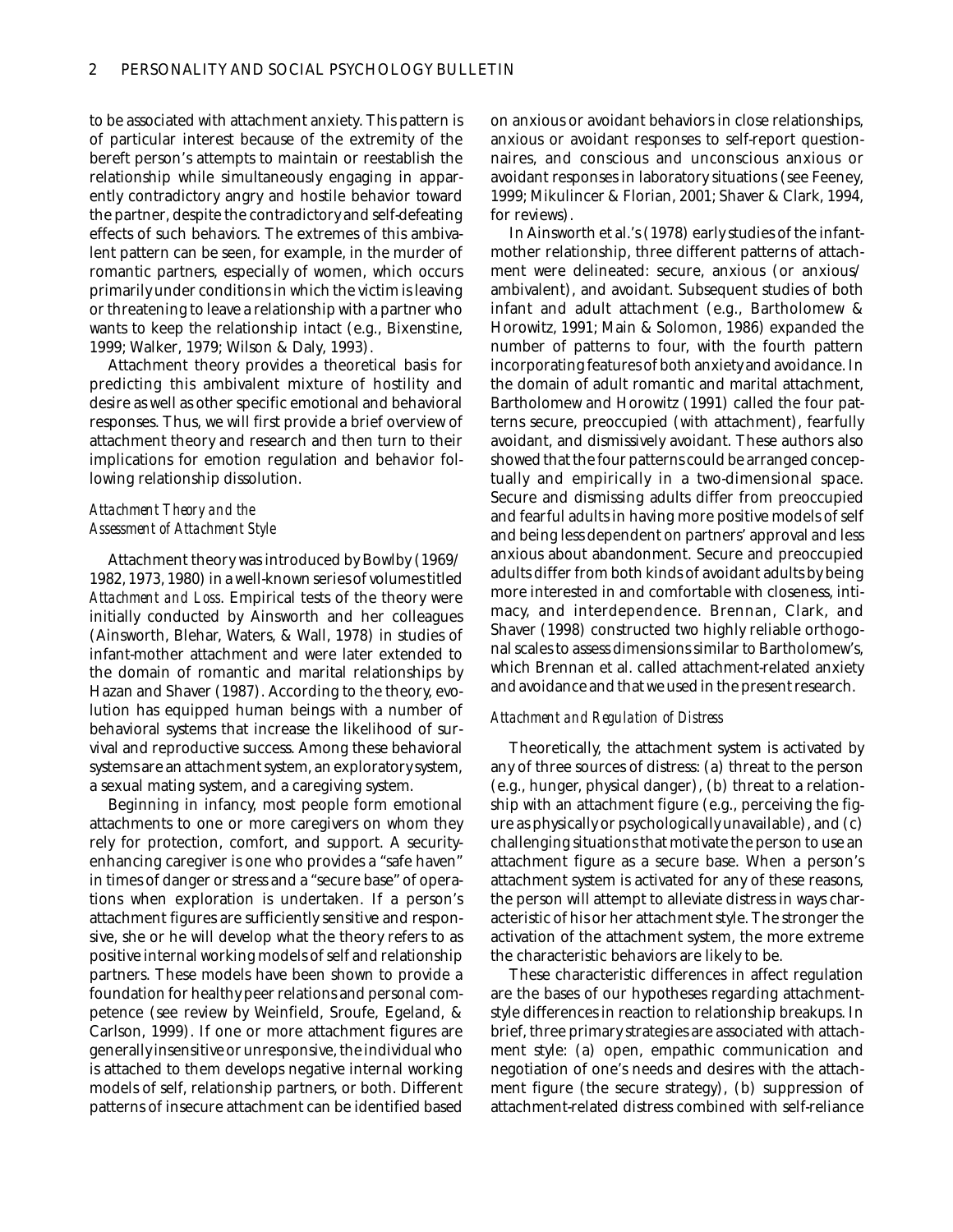to be associated with attachment anxiety. This pattern is of particular interest because of the extremity of the bereft person's attempts to maintain or reestablish the relationship while simultaneously engaging in apparently contradictory angry and hostile behavior toward the partner, despite the contradictory and self-defeating effects of such behaviors. The extremes of this ambivalent pattern can be seen, for example, in the murder of romantic partners, especially of women, which occurs primarily under conditions in which the victim is leaving or threatening to leave a relationship with a partner who wants to keep the relationship intact (e.g., Bixenstine, 1999; Walker, 1979; Wilson & Daly, 1993).

Attachment theory provides a theoretical basis for predicting this ambivalent mixture of hostility and desire as well as other specific emotional and behavioral responses. Thus, we will first provide a brief overview of attachment theory and research and then turn to their implications for emotion regulation and behavior following relationship dissolution.

### *Attachment Theory and the Assessment of Attachment Style*

Attachment theory was introduced by Bowlby (1969/1982, 1973, 1980) in a well-known series of volumes titled *Attachment and Loss*. Empirical tests of the theory were initially conducted by Ainsworth and her colleagues (Ainsworth, Blehar, Waters, & Wall, 1978) in studies of infant-mother attachment and were later extended to the domain of romantic and marital relationships by Hazan and Shaver (1987). According to the theory, evolution has equipped human beings with a number of behavioral systems that increase the likelihood of survival and reproductive success. Among these behavioral systems are an attachment system, an exploratory system, a sexual mating system, and a caregiving system.

Beginning in infancy, most people form emotional attachments to one or more caregivers on whom they rely for protection, comfort, and support. A security-enhancing caregiver is one who provides a "safe haven" in times of danger or stress and a "secure base" of operations when exploration is undertaken. If a person's attachment figures are sufficiently sensitive and responsive, she or he will develop what the theory refers to as positive internal working models of self and relationship partners. These models have been shown to provide a foundation for healthy peer relations and personal competence (see review by Weinfield, Sroufe, Egeland, & Carlson, 1999). If one or more attachment figures are generally insensitive or unresponsive, the individual who is attached to them develops negative internal working models of self, relationship partners, or both. Different patterns of insecure attachment can be identified based on anxious or avoidant behaviors in close relationships, anxious or avoidant responses to self-report questionnaires, and conscious and unconscious anxious or avoidant responses in laboratory situations (see Feeney, 1999; Mikulincer & Florian, 2001; Shaver & Clark, 1994, for reviews).

In Ainsworth et al.'s (1978) early studies of the infant-mother relationship, three different patterns of attachment were delineated: secure, anxious (or anxious/ambivalent), and avoidant. Subsequent studies of both infant and adult attachment (e.g., Bartholomew & Horowitz, 1991; Main & Solomon, 1986) expanded the number of patterns to four, with the fourth pattern incorporating features of both anxiety and avoidance. In the domain of adult romantic and marital attachment, Bartholomew and Horowitz (1991) called the four patterns secure, preoccupied (with attachment), fearfully avoidant, and dismissively avoidant. These authors also showed that the four patterns could be arranged conceptually and empirically in a two-dimensional space. Secure and dismissing adults differ from preoccupied and fearful adults in having more positive models of self and being less dependent on partners' approval and less anxious about abandonment. Secure and preoccupied adults differ from both kinds of avoidant adults by being more interested in and comfortable with closeness, intimacy, and interdependence. Brennan, Clark, and Shaver (1998) constructed two highly reliable orthogonal scales to assess dimensions similar to Bartholomew's, which Brennan et al. called attachment-related anxiety and avoidance and that we used in the present research.

### *Attachment and Regulation of Distress*

Theoretically, the attachment system is activated by any of three sources of distress: (a) threat to the person (e.g., hunger, physical danger), (b) threat to a relationship with an attachment figure (e.g., perceiving the figure as physically or psychologically unavailable), and (c) challenging situations that motivate the person to use an attachment figure as a secure base. When a person's attachment system is activated for any of these reasons, the person will attempt to alleviate distress in ways characteristic of his or her attachment style. The stronger the activation of the attachment system, the more extreme the characteristic behaviors are likely to be.

These characteristic differences in affect regulation are the bases of our hypotheses regarding attachment-style differences in reaction to relationship breakups. In brief, three primary strategies are associated with attachment style: (a) open, empathic communication and negotiation of one's needs and desires with the attachment figure (the secure strategy), (b) suppression of attachment-related distress combined with self-reliance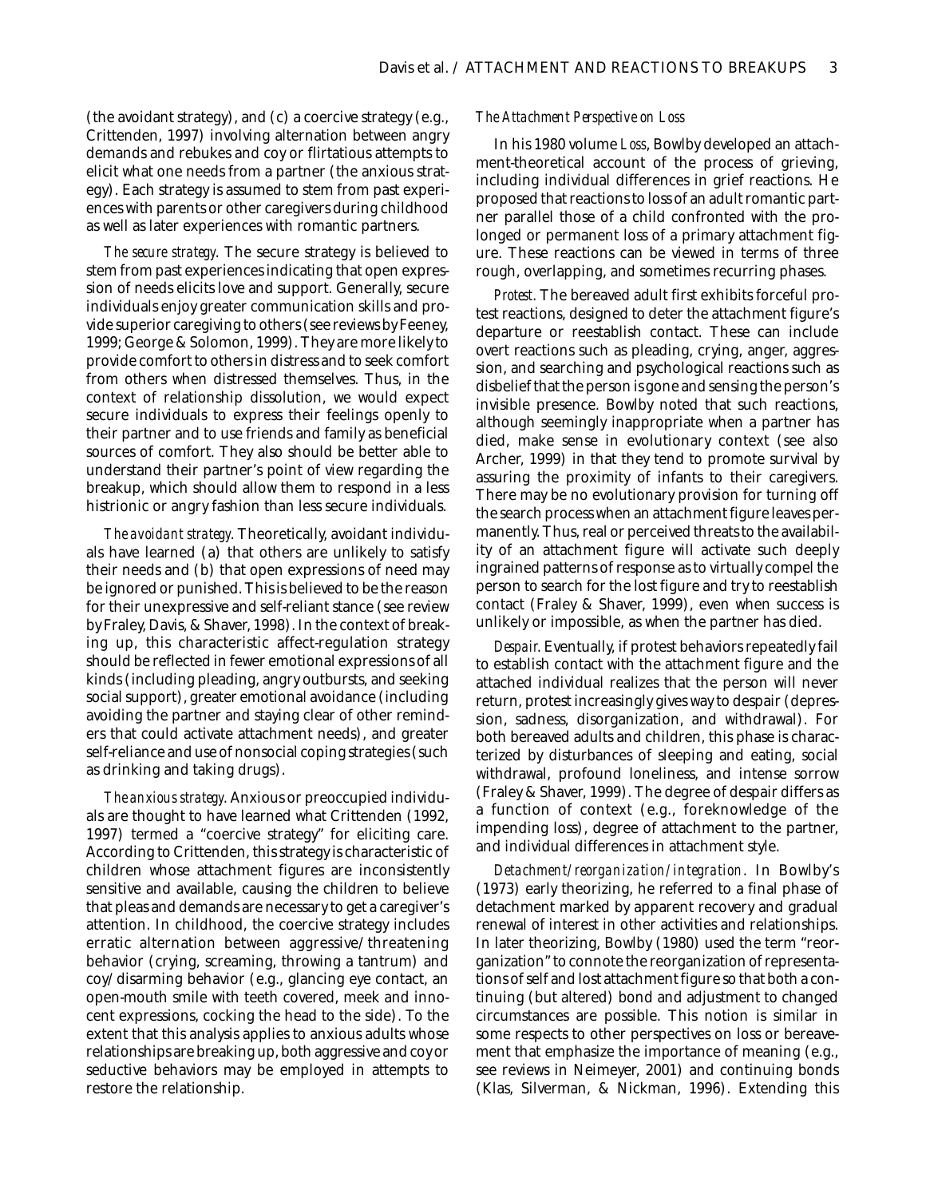(the avoidant strategy), and (c) a coercive strategy (e.g., Crittenden, 1997) involving alternation between angry demands and rebukes and coy or flirtatious attempts to elicit what one needs from a partner (the anxious strategy). Each strategy is assumed to stem from past experiences with parents or other caregivers during childhood as well as later experiences with romantic partners.

*The secure strategy.* The secure strategy is believed to stem from past experiences indicating that open expression of needs elicits love and support. Generally, secure individuals enjoy greater communication skills and provide superior caregiving to others (see reviews by Feeney, 1999; George & Solomon, 1999). They are more likely to provide comfort to others in distress and to seek comfort from others when distressed themselves. Thus, in the context of relationship dissolution, we would expect secure individuals to express their feelings openly to their partner and to use friends and family as beneficial sources of comfort. They also should be better able to understand their partner's point of view regarding the breakup, which should allow them to respond in a less histrionic or angry fashion than less secure individuals.

*The avoidant strategy.* Theoretically, avoidant individuals have learned (a) that others are unlikely to satisfy their needs and (b) that open expressions of need may be ignored or punished. This is believed to be the reason for their unexpressive and self-reliant stance (see review by Fraley, Davis, & Shaver, 1998). In the context of breaking up, this characteristic affect-regulation strategy should be reflected in fewer emotional expressions of all kinds (including pleading, angry outbursts, and seeking social support), greater emotional avoidance (including avoiding the partner and staying clear of other reminders that could activate attachment needs), and greater self-reliance and use of nonsocial coping strategies (such as drinking and taking drugs).

*The anxious strategy.* Anxious or preoccupied individuals are thought to have learned what Crittenden (1992, 1997) termed a "coercive strategy" for eliciting care. According to Crittenden, this strategy is characteristic of children whose attachment figures are inconsistently sensitive and available, causing the children to believe that pleas and demands are necessary to get a caregiver's attention. In childhood, the coercive strategy includes erratic alternation between aggressive/threatening behavior (crying, screaming, throwing a tantrum) and coy/disarming behavior (e.g., glancing eye contact, an open-mouth smile with teeth covered, meek and innocent expressions, cocking the head to the side). To the extent that this analysis applies to anxious adults whose relationships are breaking up, both aggressive and coy or seductive behaviors may be employed in attempts to restore the relationship.

### *The Attachment Perspective on Loss*

In his 1980 volume *Loss*, Bowlby developed an attachment-theoretical account of the process of grieving, including individual differences in grief reactions. He proposed that reactions to loss of an adult romantic partner parallel those of a child confronted with the prolonged or permanent loss of a primary attachment figure. These reactions can be viewed in terms of three rough, overlapping, and sometimes recurring phases.

*Protest.* The bereaved adult first exhibits forceful protest reactions, designed to deter the attachment figure's departure or reestablish contact. These can include overt reactions such as pleading, crying, anger, aggression, and searching and psychological reactions such as disbelief that the person is gone and sensing the person's invisible presence. Bowlby noted that such reactions, although seemingly inappropriate when a partner has died, make sense in evolutionary context (see also Archer, 1999) in that they tend to promote survival by assuring the proximity of infants to their caregivers. There may be no evolutionary provision for turning off the search process when an attachment figure leaves permanently. Thus, real or perceived threats to the availability of an attachment figure will activate such deeply ingrained patterns of response as to virtually compel the person to search for the lost figure and try to reestablish contact (Fraley & Shaver, 1999), even when success is unlikely or impossible, as when the partner has died.

*Despair.* Eventually, if protest behaviors repeatedly fail to establish contact with the attachment figure and the attached individual realizes that the person will never return, protest increasingly gives way to despair (depression, sadness, disorganization, and withdrawal). For both bereaved adults and children, this phase is characterized by disturbances of sleeping and eating, social withdrawal, profound loneliness, and intense sorrow (Fraley & Shaver, 1999). The degree of despair differs as a function of context (e.g., foreknowledge of the impending loss), degree of attachment to the partner, and individual differences in attachment style.

*Detachment/reorganization/integration.* In Bowlby's (1973) early theorizing, he referred to a final phase of detachment marked by apparent recovery and gradual renewal of interest in other activities and relationships. In later theorizing, Bowlby (1980) used the term "reorganization" to connote the reorganization of representations of self and lost attachment figure so that both a continuing (but altered) bond and adjustment to changed circumstances are possible. This notion is similar in some respects to other perspectives on loss or bereavement that emphasize the importance of meaning (e.g., see reviews in Neimeyer, 2001) and continuing bonds (Klas, Silverman, & Nickman, 1996). Extending this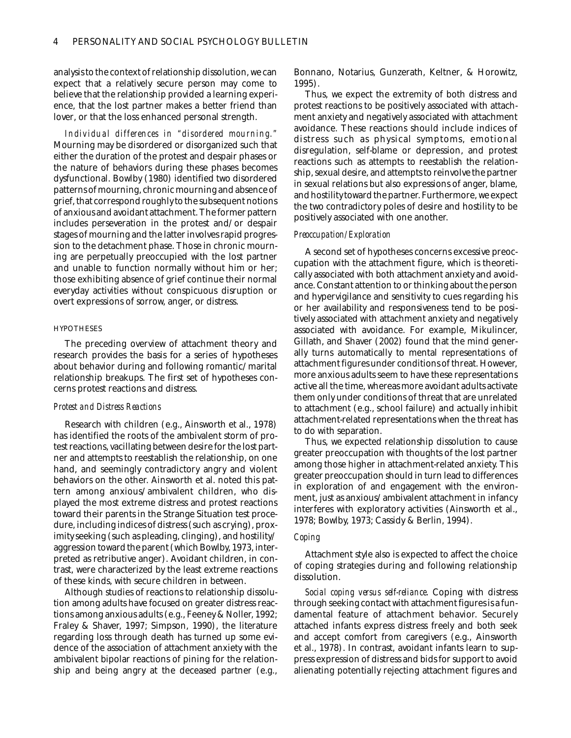analysis to the context of relationship dissolution, we can expect that a relatively secure person may come to believe that the relationship provided a learning experience, that the lost partner makes a better friend than lover, or that the loss enhanced personal strength.

*Individual differences in "disordered mourning."* Mourning may be disordered or disorganized such that either the duration of the protest and despair phases or the nature of behaviors during these phases becomes dysfunctional. Bowlby (1980) identified two disordered patterns of mourning, chronic mourning and absence of grief, that correspond roughly to the subsequent notions of anxious and avoidant attachment. The former pattern includes perseveration in the protest and/or despair stages of mourning and the latter involves rapid progression to the detachment phase. Those in chronic mourning are perpetually preoccupied with the lost partner and unable to function normally without him or her; those exhibiting absence of grief continue their normal everyday activities without conspicuous disruption or overt expressions of sorrow, anger, or distress.

## HYPOTHESES

The preceding overview of attachment theory and research provides the basis for a series of hypotheses about behavior during and following romantic/marital relationship breakups. The first set of hypotheses concerns protest reactions and distress.

### *Protest and Distress Reactions*

Research with children (e.g., Ainsworth et al., 1978) has identified the roots of the ambivalent storm of protest reactions, vacillating between desire for the lost partner and attempts to reestablish the relationship, on one hand, and seemingly contradictory angry and violent behaviors on the other. Ainsworth et al. noted this pattern among anxious/ambivalent children, who displayed the most extreme distress and protest reactions toward their parents in the Strange Situation test procedure, including indices of distress (such as crying), proximity seeking (such as pleading, clinging), and hostility/aggression toward the parent (which Bowlby, 1973, interpreted as retributive anger). Avoidant children, in contrast, were characterized by the least extreme reactions of these kinds, with secure children in between.

Although studies of reactions to relationship dissolution among adults have focused on greater distress reactions among anxious adults (e.g., Feeney & Noller, 1992; Fraley & Shaver, 1997; Simpson, 1990), the literature regarding loss through death has turned up some evidence of the association of attachment anxiety with the ambivalent bipolar reactions of pining for the relationship and being angry at the deceased partner (e.g., Bonnano, Notarius, Gunzerath, Keltner, & Horowitz, 1995).

Thus, we expect the extremity of both distress and protest reactions to be positively associated with attachment anxiety and negatively associated with attachment avoidance. These reactions should include indices of distress such as physical symptoms, emotional disregulation, self-blame or depression, and protest reactions such as attempts to reestablish the relationship, sexual desire, and attempts to reinvolve the partner in sexual relations but also expressions of anger, blame, and hostility toward the partner. Furthermore, we expect the two contradictory poles of desire and hostility to be positively associated with one another.

### *Preoccupation/Exploration*

A second set of hypotheses concerns excessive preoccupation with the attachment figure, which is theoretically associated with both attachment anxiety and avoidance. Constant attention to or thinking about the person and hypervigilance and sensitivity to cues regarding his or her availability and responsiveness tend to be positively associated with attachment anxiety and negatively associated with avoidance. For example, Mikulincer, Gillath, and Shaver (2002) found that the mind generally turns automatically to mental representations of attachment figures under conditions of threat. However, more anxious adults seem to have these representations active all the time, whereas more avoidant adults activate them only under conditions of threat that are unrelated to attachment (e.g., school failure) and actually inhibit attachment-related representations when the threat has to do with separation.

Thus, we expected relationship dissolution to cause greater preoccupation with thoughts of the lost partner among those higher in attachment-related anxiety. This greater preoccupation should in turn lead to differences in exploration of and engagement with the environment, just as anxious/ambivalent attachment in infancy interferes with exploratory activities (Ainsworth et al., 1978; Bowlby, 1973; Cassidy & Berlin, 1994).

### *Coping*

Attachment style also is expected to affect the choice of coping strategies during and following relationship dissolution.

*Social coping versus self-reliance.* Coping with distress through seeking contact with attachment figures is a fundamental feature of attachment behavior. Securely attached infants express distress freely and both seek and accept comfort from caregivers (e.g., Ainsworth et al., 1978). In contrast, avoidant infants learn to suppress expression of distress and bids for support to avoid alienating potentially rejecting attachment figures and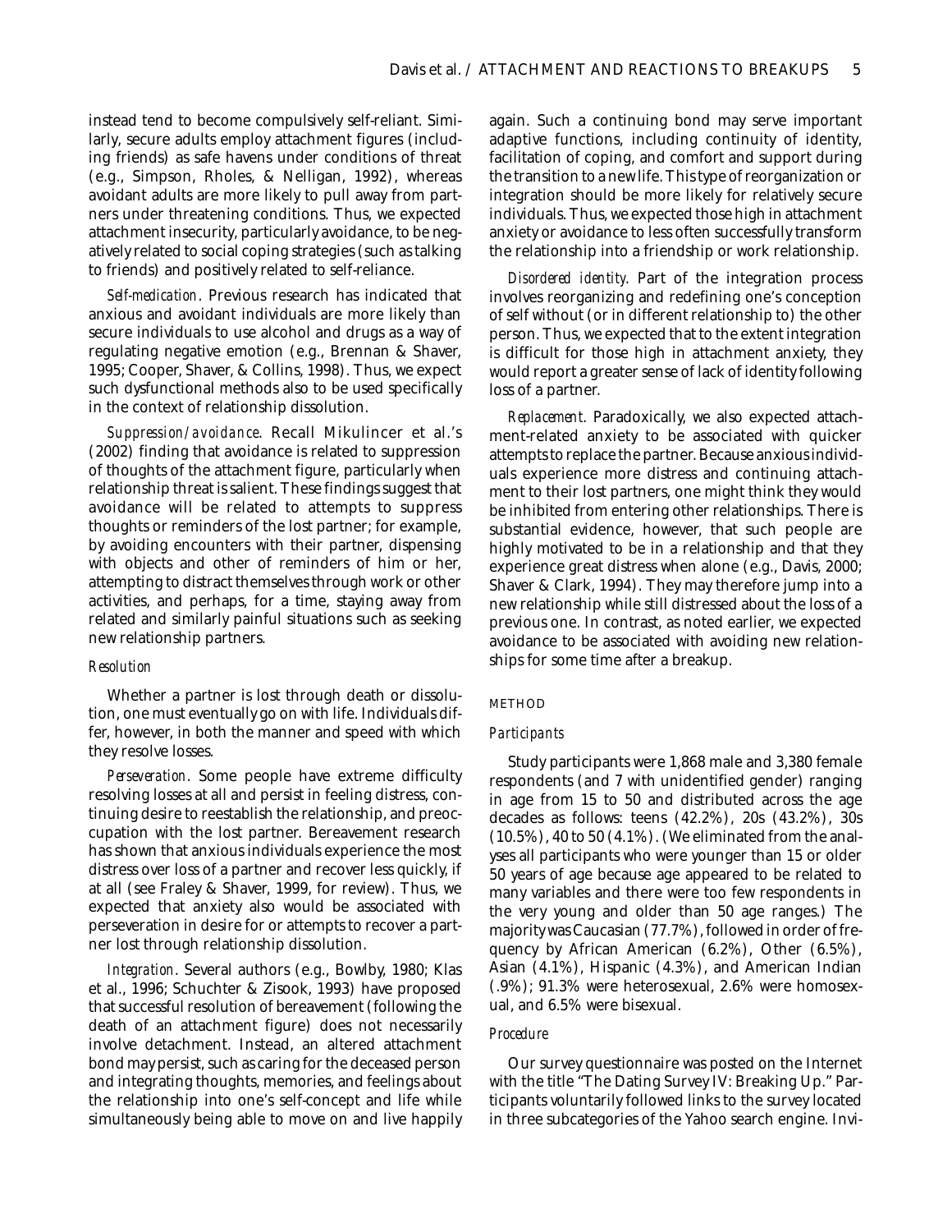instead tend to become compulsively self-reliant. Similarly, secure adults employ attachment figures (including friends) as safe havens under conditions of threat (e.g., Simpson, Rholes, & Nelligan, 1992), whereas avoidant adults are more likely to pull away from partners under threatening conditions. Thus, we expected attachment insecurity, particularly avoidance, to be negatively related to social coping strategies (such as talking to friends) and positively related to self-reliance.

*Self-medication*. Previous research has indicated that anxious and avoidant individuals are more likely than secure individuals to use alcohol and drugs as a way of regulating negative emotion (e.g., Brennan & Shaver, 1995; Cooper, Shaver, & Collins, 1998). Thus, we expect such dysfunctional methods also to be used specifically in the context of relationship dissolution.

*Suppression/avoidance*. Recall Mikulincer et al.'s (2002) finding that avoidance is related to suppression of thoughts of the attachment figure, particularly when relationship threat is salient. These findings suggest that avoidance will be related to attempts to suppress thoughts or reminders of the lost partner; for example, by avoiding encounters with their partner, dispensing with objects and other of reminders of him or her, attempting to distract themselves through work or other activities, and perhaps, for a time, staying away from related and similarly painful situations such as seeking new relationship partners.

### *Resolution*

Whether a partner is lost through death or dissolution, one must eventually go on with life. Individuals differ, however, in both the manner and speed with which they resolve losses.

*Perseveration*. Some people have extreme difficulty resolving losses at all and persist in feeling distress, continuing desire to reestablish the relationship, and preoccupation with the lost partner. Bereavement research has shown that anxious individuals experience the most distress over loss of a partner and recover less quickly, if at all (see Fraley & Shaver, 1999, for review). Thus, we expected that anxiety also would be associated with perseveration in desire for or attempts to recover a partner lost through relationship dissolution.

*Integration*. Several authors (e.g., Bowlby, 1980; Klas et al., 1996; Schuchter & Zisook, 1993) have proposed that successful resolution of bereavement (following the death of an attachment figure) does not necessarily involve detachment. Instead, an altered attachment bond may persist, such as caring for the deceased person and integrating thoughts, memories, and feelings about the relationship into one's self-concept and life while simultaneously being able to move on and live happily again. Such a continuing bond may serve important adaptive functions, including continuity of identity, facilitation of coping, and comfort and support during the transition to a new life. This type of reorganization or integration should be more likely for relatively secure individuals. Thus, we expected those high in attachment anxiety or avoidance to less often successfully transform the relationship into a friendship or work relationship.

*Disordered identity*. Part of the integration process involves reorganizing and redefining one's conception of self without (or in different relationship to) the other person. Thus, we expected that to the extent integration is difficult for those high in attachment anxiety, they would report a greater sense of lack of identity following loss of a partner.

*Replacement*. Paradoxically, we also expected attachment-related anxiety to be associated with quicker attempts to replace the partner. Because anxious individuals experience more distress and continuing attachment to their lost partners, one might think they would be inhibited from entering other relationships. There is substantial evidence, however, that such people are highly motivated to be in a relationship and that they experience great distress when alone (e.g., Davis, 2000; Shaver & Clark, 1994). They may therefore jump into a new relationship while still distressed about the loss of a previous one. In contrast, as noted earlier, we expected avoidance to be associated with avoiding new relationships for some time after a breakup.

## METHOD

### *Participants*

Study participants were 1,868 male and 3,380 female respondents (and 7 with unidentified gender) ranging in age from 15 to 50 and distributed across the age decades as follows: teens (42.2%), 20s (43.2%), 30s (10.5%), 40 to 50 (4.1%). (We eliminated from the analyses all participants who were younger than 15 or older 50 years of age because age appeared to be related to many variables and there were too few respondents in the very young and older than 50 age ranges.) The majority was Caucasian (77.7%), followed in order of frequency by African American (6.2%), Other (6.5%), Asian (4.1%), Hispanic (4.3%), and American Indian (.9%); 91.3% were heterosexual, 2.6% were homosexual, and 6.5% were bisexual.

### *Procedure*

Our survey questionnaire was posted on the Internet with the title "The Dating Survey IV: Breaking Up." Participants voluntarily followed links to the survey located in three subcategories of the Yahoo search engine. Invi-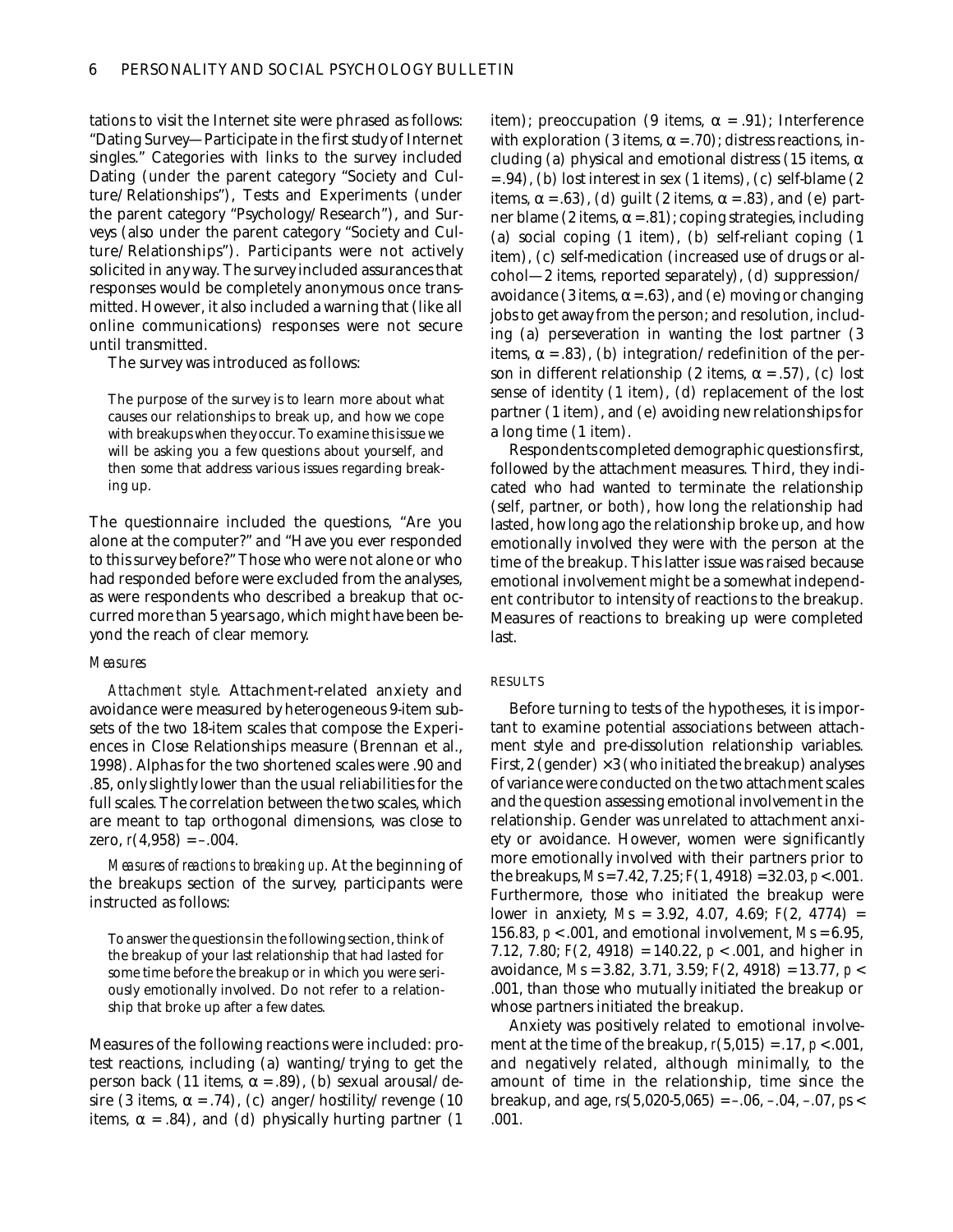tations to visit the Internet site were phrased as follows: "Dating Survey—Participate in the first study of Internet singles." Categories with links to the survey included Dating (under the parent category "Society and Culture/Relationships"), Tests and Experiments (under the parent category "Psychology/Research"), and Surveys (also under the parent category "Society and Culture/Relationships"). Participants were not actively solicited in any way. The survey included assurances that responses would be completely anonymous once transmitted. However, it also included a warning that (like all online communications) responses were not secure until transmitted.

The survey was introduced as follows:

> The purpose of the survey is to learn more about what causes our relationships to break up, and how we cope with breakups when they occur. To examine this issue we will be asking you a few questions about yourself, and then some that address various issues regarding breaking up.

The questionnaire included the questions, "Are you alone at the computer?" and "Have you ever responded to this survey before?" Those who were not alone or who had responded before were excluded from the analyses, as were respondents who described a breakup that occurred more than 5 years ago, which might have been beyond the reach of clear memory.

### *Measures*

*Attachment style*. Attachment-related anxiety and avoidance were measured by heterogeneous 9-item subsets of the two 18-item scales that compose the Experiences in Close Relationships measure (Brennan et al., 1998). Alphas for the two shortened scales were .90 and .85, only slightly lower than the usual reliabilities for the full scales. The correlation between the two scales, which are meant to tap orthogonal dimensions, was close to zero, $r(4,958) = -.004$.

*Measures of reactions to breaking up*. At the beginning of the breakups section of the survey, participants were instructed as follows:

> To answer the questions in the following section, think of the breakup of your last relationship that had lasted for some time before the breakup or in which you were seriously emotionally involved. Do not refer to a relationship that broke up after a few dates.

Measures of the following reactions were included: protest reactions, including (a) wanting/trying to get the person back (11 items, $\alpha = .89$), (b) sexual arousal/desire (3 items, $\alpha = .74$), (c) anger/hostility/revenge (10 items, $\alpha = .84$), and (d) physically hurting partner (1 item); preoccupation (9 items, $\alpha = .91$); Interference with exploration (3 items, $\alpha = .70$); distress reactions, including (a) physical and emotional distress (15 items, $\alpha = .94$), (b) lost interest in sex (1 items), (c) self-blame (2 items, $\alpha = .63$), (d) guilt (2 items, $\alpha = .83$), and (e) partner blame (2 items, $\alpha = .81$); coping strategies, including (a) social coping (1 item), (b) self-reliant coping (1 item), (c) self-medication (increased use of drugs or alcohol—2 items, reported separately), (d) suppression/avoidance (3 items, $\alpha = .63$), and (e) moving or changing jobs to get away from the person; and resolution, including (a) perseveration in wanting the lost partner (3 items, $\alpha = .83$), (b) integration/redefinition of the person in different relationship (2 items, $\alpha = .57$), (c) lost sense of identity (1 item), (d) replacement of the lost partner (1 item), and (e) avoiding new relationships for a long time (1 item).

Respondents completed demographic questions first, followed by the attachment measures. Third, they indicated who had wanted to terminate the relationship (self, partner, or both), how long the relationship had lasted, how long ago the relationship broke up, and how emotionally involved they were with the person at the time of the breakup. This latter issue was raised because emotional involvement might be a somewhat independent contributor to intensity of reactions to the breakup. Measures of reactions to breaking up were completed last.

## RESULTS

Before turning to tests of the hypotheses, it is important to examine potential associations between attachment style and pre-dissolution relationship variables. First, 2 (gender) × 3 (who initiated the breakup) analyses of variance were conducted on the two attachment scales and the question assessing emotional involvement in the relationship. Gender was unrelated to attachment anxiety or avoidance. However, women were significantly more emotionally involved with their partners prior to the breakups, *M*s = 7.42, 7.25; $F(1, 4918) = 32.03$, $p < .001$. Furthermore, those who initiated the breakup were lower in anxiety, *M*s = 3.92, 4.07, 4.69; $F(2, 4774) = 156.83$, $p < .001$, and emotional involvement, *M*s = 6.95, 7.12, 7.80; $F(2, 4918) = 140.22$, $p < .001$, and higher in avoidance, *M*s = 3.82, 3.71, 3.59; $F(2, 4918) = 13.77$, $p < .001$, than those who mutually initiated the breakup or whose partners initiated the breakup.

Anxiety was positively related to emotional involvement at the time of the breakup, $r(5,015) = .17$, $p < .001$, and negatively related, although minimally, to the amount of time in the relationship, time since the breakup, and age, $rs(5,020\text{-}5,065) = -.06, -.04, -.07$, $ps < .001$.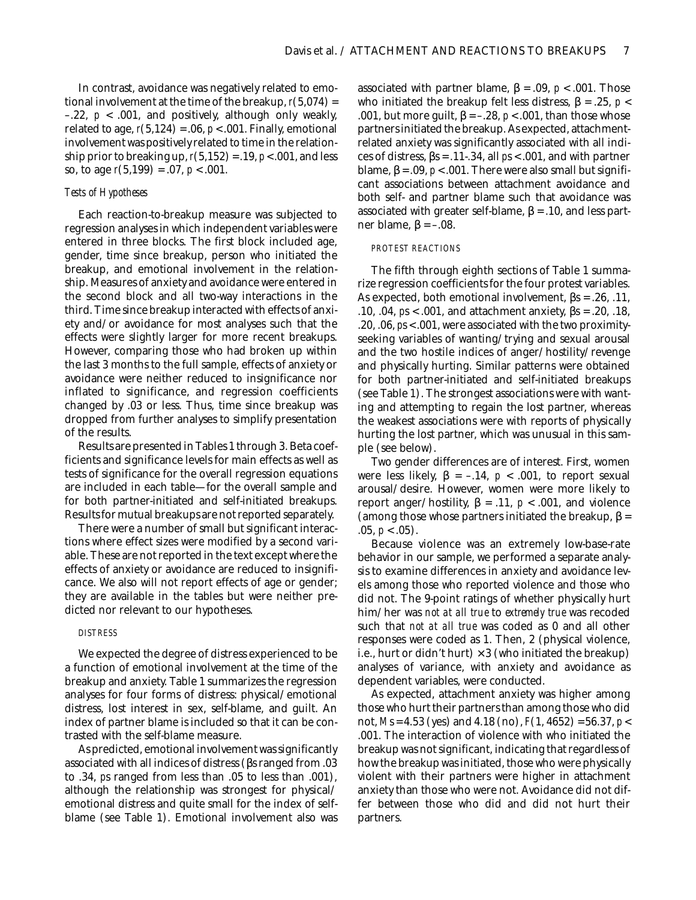In contrast, avoidance was negatively related to emotional involvement at the time of the breakup, $r(5,074) = -.22$, $p < .001$, and positively, although only weakly, related to age, $r(5,124) = .06$, $p < .001$. Finally, emotional involvement was positively related to time in the relationship prior to breaking up, $r(5,152) = .19$, $p < .001$, and less so, to age $r(5,199) = .07$, $p < .001$.

### *Tests of Hypotheses*

Each reaction-to-breakup measure was subjected to regression analyses in which independent variables were entered in three blocks. The first block included age, gender, time since breakup, person who initiated the breakup, and emotional involvement in the relationship. Measures of anxiety and avoidance were entered in the second block and all two-way interactions in the third. Time since breakup interacted with effects of anxiety and/or avoidance for most analyses such that the effects were slightly larger for more recent breakups. However, comparing those who had broken up within the last 3 months to the full sample, effects of anxiety or avoidance were neither reduced to insignificance nor inflated to significance, and regression coefficients changed by .03 or less. Thus, time since breakup was dropped from further analyses to simplify presentation of the results.

Results are presented in Tables 1 through 3. Beta coefficients and significance levels for main effects as well as tests of significance for the overall regression equations are included in each table—for the overall sample and for both partner-initiated and self-initiated breakups. Results for mutual breakups are not reported separately.

There were a number of small but significant interactions where effect sizes were modified by a second variable. These are not reported in the text except where the effects of anxiety or avoidance are reduced to insignificance. We also will not report effects of age or gender; they are available in the tables but were neither predicted nor relevant to our hypotheses.

#### DISTRESS

We expected the degree of distress experienced to be a function of emotional involvement at the time of the breakup and anxiety. Table 1 summarizes the regression analyses for four forms of distress: physical/emotional distress, lost interest in sex, self-blame, and guilt. An index of partner blame is included so that it can be contrasted with the self-blame measure.

As predicted, emotional involvement was significantly associated with all indices of distress ($\beta$s ranged from .03 to .34, $p$s ranged from less than .05 to less than .001), although the relationship was strongest for physical/emotional distress and quite small for the index of self-blame (see Table 1). Emotional involvement also was associated with partner blame, $\beta = .09$, $p < .001$. Those who initiated the breakup felt less distress, $\beta = .25$, $p < .001$, but more guilt, $\beta = -.28$, $p < .001$, than those whose partners initiated the breakup. As expected, attachment-related anxiety was significantly associated with all indices of distress, $\beta$s = .11-.34, all $p$s < .001, and with partner blame, $\beta = .09$, $p < .001$. There were also small but significant associations between attachment avoidance and both self- and partner blame such that avoidance was associated with greater self-blame, $\beta = .10$, and less partner blame, $\beta = -.08$.

#### PROTEST REACTIONS

The fifth through eighth sections of Table 1 summarize regression coefficients for the four protest variables. As expected, both emotional involvement, $\beta$s = .26, .11, .10, .04, $p$s < .001, and attachment anxiety, $\beta$s = .20, .18, .20, .06, $p$s < .001, were associated with the two proximity-seeking variables of wanting/trying and sexual arousal and the two hostile indices of anger/hostility/revenge and physically hurting. Similar patterns were obtained for both partner-initiated and self-initiated breakups (see Table 1). The strongest associations were with wanting and attempting to regain the lost partner, whereas the weakest associations were with reports of physically hurting the lost partner, which was unusual in this sample (see below).

Two gender differences are of interest. First, women were less likely, $\beta = -.14$, $p < .001$, to report sexual arousal/desire. However, women were more likely to report anger/hostility, $\beta = .11$, $p < .001$, and violence (among those whose partners initiated the breakup, $\beta = .05$, $p < .05$).

Because violence was an extremely low-base-rate behavior in our sample, we performed a separate analysis to examine differences in anxiety and avoidance levels among those who reported violence and those who did not. The 9-point ratings of whether physically hurt him/her was *not at all true* to *extremely true* was recoded such that *not at all true* was coded as 0 and all other responses were coded as 1. Then, 2 (physical violence, i.e., hurt or didn't hurt) × 3 (who initiated the breakup) analyses of variance, with anxiety and avoidance as dependent variables, were conducted.

As expected, attachment anxiety was higher among those who hurt their partners than among those who did not, $M$s = 4.53 (yes) and 4.18 (no), $F(1, 4652) = 56.37$, $p < .001$. The interaction of violence with who initiated the breakup was not significant, indicating that regardless of how the breakup was initiated, those who were physically violent with their partners were higher in attachment anxiety than those who were not. Avoidance did not differ between those who did and did not hurt their partners.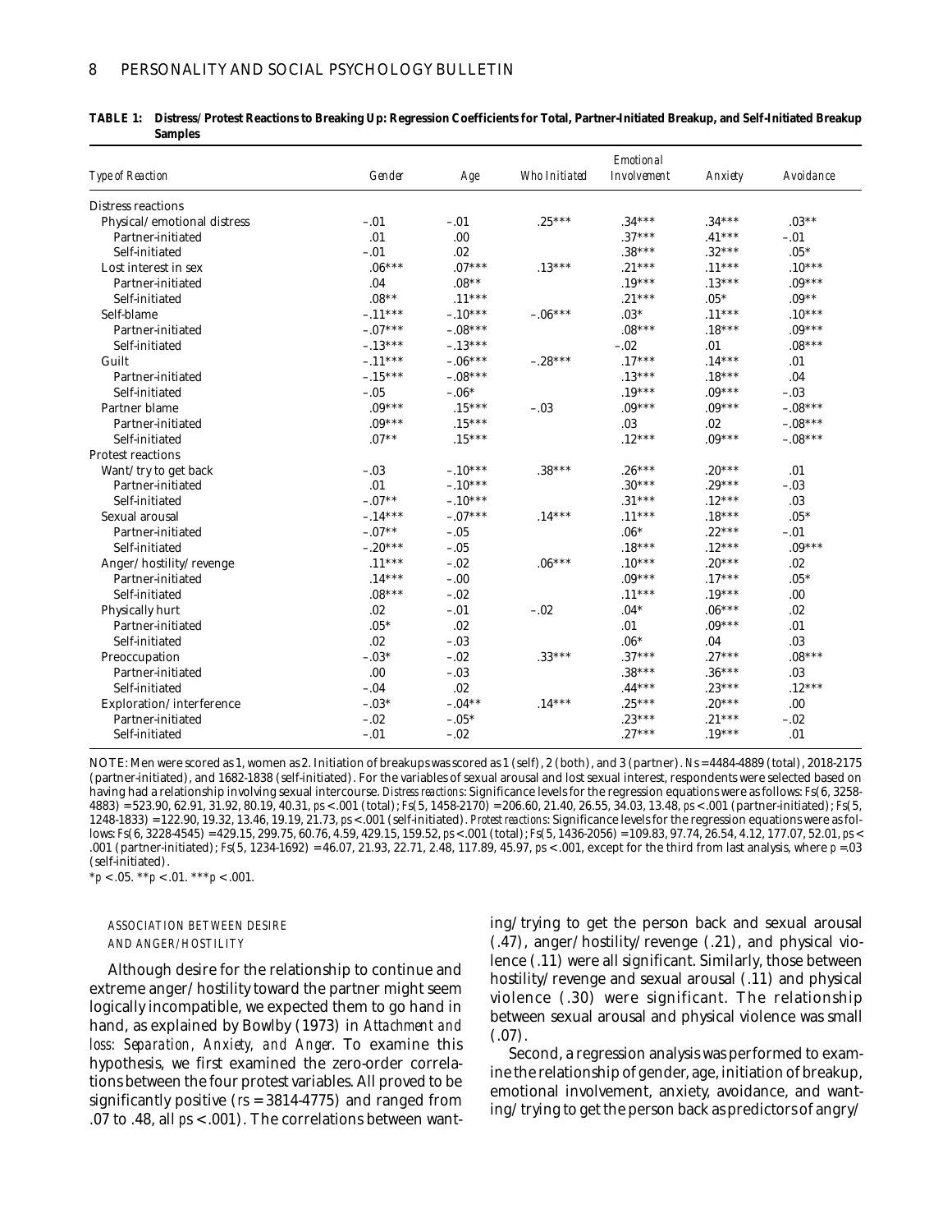**TABLE 1: Distress/Protest Reactions to Breaking Up: Regression Coefficients for Total, Partner-Initiated Breakup, and Self-Initiated Breakup Samples**

| *Type of Reaction* | *Gender* | *Age* | *Who Initiated* | *Emotional Involvement* | *Anxiety* | *Avoidance* |
|---|---|---|---|---|---|---|
| Distress reactions | | | | | | |
| Physical/emotional distress | –.01 | –.01 | .25*** | .34*** | .34*** | .03** |
| Partner-initiated | .01 | .00 | | .37*** | .41*** | –.01 |
| Self-initiated | –.01 | .02 | | .38*** | .32*** | .05* |
| Lost interest in sex | .06*** | .07*** | .13*** | .21*** | .11*** | .10*** |
| Partner-initiated | .04 | .08** | | .19*** | .13*** | .09*** |
| Self-initiated | .08** | .11*** | | .21*** | .05* | .09** |
| Self-blame | –.11*** | –.10*** | –.06*** | .03* | .11*** | .10*** |
| Partner-initiated | –.07*** | –.08*** | | .08*** | .18*** | .09*** |
| Self-initiated | –.13*** | –.13*** | | –.02 | .01 | .08*** |
| Guilt | –.11*** | –.06*** | –.28*** | .17*** | .14*** | .01 |
| Partner-initiated | –.15*** | –.08*** | | .13*** | .18*** | .04 |
| Self-initiated | –.05 | –.06* | | .19*** | .09*** | –.03 |
| Partner blame | .09*** | .15*** | –.03 | .09*** | .09*** | –.08*** |
| Partner-initiated | .09*** | .15*** | | .03 | .02 | –.08*** |
| Self-initiated | .07** | .15*** | | .12*** | .09*** | –.08*** |
| Protest reactions | | | | | | |
| Want/try to get back | –.03 | –.10*** | .38*** | .26*** | .20*** | .01 |
| Partner-initiated | .01 | –.10*** | | .30*** | .29*** | –.03 |
| Self-initiated | –.07** | –.10*** | | .31*** | .12*** | .03 |
| Sexual arousal | –.14*** | –.07*** | .14*** | .11*** | .18*** | .05* |
| Partner-initiated | –.07** | –.05 | | .06* | .22*** | –.01 |
| Self-initiated | –.20*** | –.05 | | .18*** | .12*** | .09*** |
| Anger/hostility/revenge | .11*** | –.02 | .06*** | .10*** | .20*** | .02 |
| Partner-initiated | .14*** | –.00 | | .09*** | .17*** | .05* |
| Self-initiated | .08*** | –.02 | | .11*** | .19*** | .00 |
| Physically hurt | .02 | –.01 | –.02 | .04* | .06*** | .02 |
| Partner-initiated | .05* | .02 | | .01 | .09*** | .01 |
| Self-initiated | .02 | –.03 | | .06* | .04 | .03 |
| Preoccupation | –.03* | –.02 | .33*** | .37*** | .27*** | .08*** |
| Partner-initiated | .00 | –.03 | | .38*** | .36*** | .03 |
| Self-initiated | –.04 | .02 | | .44*** | .23*** | .12*** |
| Exploration/interference | –.03* | –.04** | .14*** | .25*** | .20*** | .00 |
| Partner-initiated | –.02 | –.05* | | .23*** | .21*** | –.02 |
| Self-initiated | –.01 | –.02 | | .27*** | .19*** | .01 |

NOTE: Men were scored as 1, women as 2. Initiation of breakups was scored as 1 (self), 2 (both), and 3 (partner). *N*s = 4484-4889 (total), 2018-2175 (partner-initiated), and 1682-1838 (self-initiated). For the variables of sexual arousal and lost sexual interest, respondents were selected based on having had a relationship involving sexual intercourse. *Distress reactions*: Significance levels for the regression equations were as follows: $Fs(6, 3258\text{-}4883) = 523.90, 62.91, 31.92, 80.19, 40.31$, $ps < .001$ (total); $Fs(5, 1458\text{-}2170) = 206.60, 21.40, 26.55, 34.03, 13.48$, $ps < .001$ (partner-initiated); $Fs(5, 1248\text{-}1833) = 122.90, 19.32, 13.46, 19.19, 21.73$, $ps < .001$ (self-initiated). *Protest reactions*: Significance levels for the regression equations were as follows: $Fs(6, 3228\text{-}4545) = 429.15, 299.75, 60.76, 4.59, 429.15, 159.52$, $ps < .001$ (total); $Fs(5, 1436\text{-}2056) = 109.83, 97.74, 26.54, 4.12, 177.07, 52.01$, $ps < .001$ (partner-initiated); $Fs(5, 1234\text{-}1692) = 46.07, 21.93, 22.71, 2.48, 117.89, 45.97$, $ps < .001$, except for the third from last analysis, where $p = .03$ (self-initiated).

*$p < .05$. **$p < .01$. ***$p < .001$.

### ASSOCIATION BETWEEN DESIRE AND ANGER/HOSTILITY

Although desire for the relationship to continue and extreme anger/hostility toward the partner might seem logically incompatible, we expected them to go hand in hand, as explained by Bowlby (1973) in *Attachment and loss: Separation, Anxiety, and Anger*. To examine this hypothesis, we first examined the zero-order correlations between the four protest variables. All proved to be significantly positive ($rs = 3814\text{-}4775$) and ranged from .07 to .48, all $ps < .001$). The correlations between wanting/trying to get the person back and sexual arousal (.47), anger/hostility/revenge (.21), and physical violence (.11) were all significant. Similarly, those between hostility/revenge and sexual arousal (.11) and physical violence (.30) were significant. The relationship between sexual arousal and physical violence was small (.07).

Second, a regression analysis was performed to examine the relationship of gender, age, initiation of breakup, emotional involvement, anxiety, avoidance, and wanting/trying to get the person back as predictors of angry/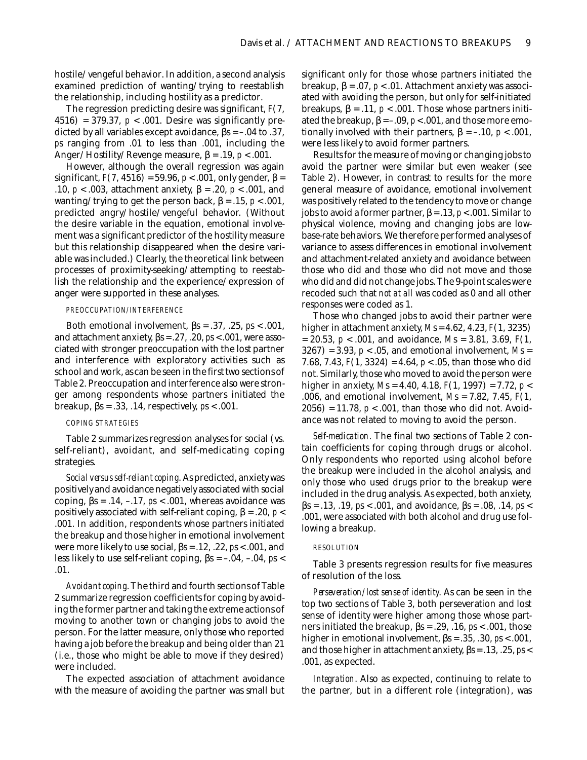hostile/vengeful behavior. In addition, a second analysis examined prediction of wanting/trying to reestablish the relationship, including hostility as a predictor.

The regression predicting desire was significant, $F(7, 4516) = 379.37$, $p < .001$. Desire was significantly predicted by all variables except avoidance, $\beta s = -.04$ to $.37$, *ps* ranging from .01 to less than .001, including the Anger/Hostility/Revenge measure, $\beta = .19$, $p < .001$.

However, although the overall regression was again significant, $F(7, 4516) = 59.96$, $p < .001$, only gender, $\beta = .10$, $p < .003$, attachment anxiety, $\beta = .20$, $p < .001$, and wanting/trying to get the person back, $\beta = .15$, $p < .001$, predicted angry/hostile/vengeful behavior. (Without the desire variable in the equation, emotional involvement was a significant predictor of the hostility measure but this relationship disappeared when the desire variable was included.) Clearly, the theoretical link between processes of proximity-seeking/attempting to reestablish the relationship and the experience/expression of anger were supported in these analyses.

### PREOCCUPATION/INTERFERENCE

Both emotional involvement, $\beta s = .37, .25$, $ps < .001$, and attachment anxiety, $\beta s = .27, .20$, $ps < .001$, were associated with stronger preoccupation with the lost partner and interference with exploratory activities such as school and work, as can be seen in the first two sections of Table 2. Preoccupation and interference also were stronger among respondents whose partners initiated the breakup, $\beta s = .33, .14$, respectively, $ps < .001$.

### COPING STRATEGIES

Table 2 summarizes regression analyses for social (vs. self-reliant), avoidant, and self-medicating coping strategies.

*Social versus self-reliant coping*. As predicted, anxiety was positively and avoidance negatively associated with social coping, $\beta s = .14, -.17$, $ps < .001$, whereas avoidance was positively associated with self-reliant coping, $\beta = .20$, $p < .001$. In addition, respondents whose partners initiated the breakup and those higher in emotional involvement were more likely to use social, $\beta s = .12, .22$, $ps < .001$, and less likely to use self-reliant coping, $\beta s = -.04, -.04$, $ps < .01$.

*Avoidant coping*. The third and fourth sections of Table 2 summarize regression coefficients for coping by avoiding the former partner and taking the extreme actions of moving to another town or changing jobs to avoid the person. For the latter measure, only those who reported having a job before the breakup and being older than 21 (i.e., those who might be able to move if they desired) were included.

The expected association of attachment avoidance with the measure of avoiding the partner was small but significant only for those whose partners initiated the breakup, $\beta = .07$, $p < .01$. Attachment anxiety was associated with avoiding the person, but only for self-initiated breakups, $\beta = .11$, $p < .001$. Those whose partners initiated the breakup, $\beta = -.09$, $p < .001$, and those more emotionally involved with their partners, $\beta = -.10$, $p < .001$, were less likely to avoid former partners.

Results for the measure of moving or changing jobs to avoid the partner were similar but even weaker (see Table 2). However, in contrast to results for the more general measure of avoidance, emotional involvement was positively related to the tendency to move or change jobs to avoid a former partner, $\beta = .13$, $p < .001$. Similar to physical violence, moving and changing jobs are low-base-rate behaviors. We therefore performed analyses of variance to assess differences in emotional involvement and attachment-related anxiety and avoidance between those who did and those who did not move and those who did and did not change jobs. The 9-point scales were recoded such that *not at all* was coded as 0 and all other responses were coded as 1.

Those who changed jobs to avoid their partner were higher in attachment anxiety, $Ms = 4.62, 4.23$, $F(1, 3235) = 20.53$, $p < .001$, and avoidance, $Ms = 3.81, 3.69$, $F(1, 3267) = 3.93$, $p < .05$, and emotional involvement, $Ms = 7.68, 7.43$, $F(1, 3324) = 4.64$, $p < .05$, than those who did not. Similarly, those who moved to avoid the person were higher in anxiety, $Ms = 4.40, 4.18$, $F(1, 1997) = 7.72$, $p < .006$, and emotional involvement, $Ms = 7.82, 7.45$, $F(1, 2056) = 11.78$, $p < .001$, than those who did not. Avoidance was not related to moving to avoid the person.

*Self-medication*. The final two sections of Table 2 contain coefficients for coping through drugs or alcohol. Only respondents who reported using alcohol before the breakup were included in the alcohol analysis, and only those who used drugs prior to the breakup were included in the drug analysis. As expected, both anxiety, $\beta s = .13, .19$, $ps < .001$, and avoidance, $\beta s = .08, .14$, $ps < .001$, were associated with both alcohol and drug use following a breakup.

### RESOLUTION

Table 3 presents regression results for five measures of resolution of the loss.

*Perseveration/lost sense of identity*. As can be seen in the top two sections of Table 3, both perseveration and lost sense of identity were higher among those whose partners initiated the breakup, $\beta s = .29, .16$, $ps < .001$, those higher in emotional involvement, $\beta s = .35, .30$, $ps < .001$, and those higher in attachment anxiety, $\beta s = .13, .25$, $ps < .001$, as expected.

*Integration*. Also as expected, continuing to relate to the partner, but in a different role (integration), was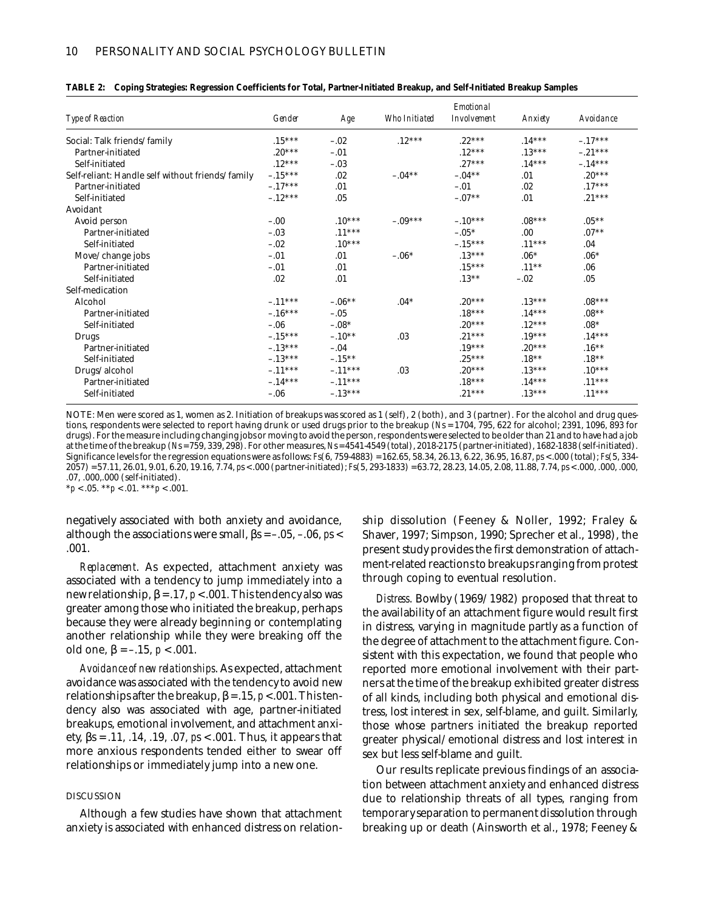**TABLE 2: Coping Strategies: Regression Coefficients for Total, Partner-Initiated Breakup, and Self-Initiated Breakup Samples**

| *Type of Reaction* | *Gender* | *Age* | *Who Initiated* | *Emotional Involvement* | *Anxiety* | *Avoidance* |
|---|---|---|---|---|---|---|
| Social: Talk friends/family | .15*** | –.02 | .12*** | .22*** | .14*** | –.17*** |
| Partner-initiated | .20*** | –.01 | | .12*** | .13*** | –.21*** |
| Self-initiated | .12*** | –.03 | | .27*** | .14*** | –.14*** |
| Self-reliant: Handle self without friends/family | –.15*** | .02 | –.04** | –.04** | .01 | .20*** |
| Partner-initiated | –.17*** | .01 | | –.01 | .02 | .17*** |
| Self-initiated | –.12*** | .05 | | –.07** | .01 | .21*** |
| Avoidant | | | | | | |
| Avoid person | –.00 | .10*** | –.09*** | –.10*** | .08*** | .05** |
| Partner-initiated | –.03 | .11*** | | –.05* | .00 | .07** |
| Self-initiated | –.02 | .10*** | | –.15*** | .11*** | .04 |
| Move/change jobs | –.01 | .01 | –.06* | .13*** | .06* | .06* |
| Partner-initiated | –.01 | .01 | | .15*** | .11** | .06 |
| Self-initiated | .02 | .01 | | .13** | –.02 | .05 |
| Self-medication | | | | | | |
| Alcohol | –.11*** | –.06** | .04* | .20*** | .13*** | .08*** |
| Partner-initiated | –.16*** | –.05 | | .18*** | .14*** | .08** |
| Self-initiated | –.06 | –.08* | | .20*** | .12*** | .08* |
| Drugs | –.15*** | –.10** | .03 | .21*** | .19*** | .14*** |
| Partner-initiated | –.13*** | –.04 | | .19*** | .20*** | .16** |
| Self-initiated | –.13*** | –.15** | | .25*** | .18** | .18** |
| Drugs/alcohol | –.11*** | –.11*** | .03 | .20*** | .13*** | .10*** |
| Partner-initiated | –.14*** | –.11*** | | .18*** | .14*** | .11*** |
| Self-initiated | –.06 | –.13*** | | .21*** | .13*** | .11*** |

NOTE: Men were scored as 1, women as 2. Initiation of breakups was scored as 1 (self), 2 (both), and 3 (partner). For the alcohol and drug questions, respondents were selected to report having drunk or used drugs prior to the breakup (*Ns* = 1704, 795, 622 for alcohol; 2391, 1096, 893 for drugs). For the measure including changing jobs or moving to avoid the person, respondents were selected to be older than 21 and to have had a job at the time of the breakup (*Ns* = 759, 339, 298). For other measures, *Ns* = 4541-4549 (total), 2018-2175 (partner-initiated), 1682-1838 (self-initiated). Significance levels for the regression equations were as follows: *Fs*(6, 759-4883) = 162.65, 58.34, 26.13, 6.22, 36.95, 16.87, *ps* < .000 (total); *Fs*(5, 334-2057) = 57.11, 26.01, 9.01, 6.20, 19.16, 7.74, *ps* < .000 (partner-initiated); *Fs*(5, 293-1833) = 63.72, 28.23, 14.05, 2.08, 11.88, 7.74, *ps* < .000, .000, .000, .07, .000,.000 (self-initiated).

*$p < .05$. **$p < .01$. ***$p < .001$.

negatively associated with both anxiety and avoidance, although the associations were small, $\beta s = –.05, –.06$, $ps < .001$.

*Replacement*. As expected, attachment anxiety was associated with a tendency to jump immediately into a new relationship, $\beta = .17$, $p < .001$. This tendency also was greater among those who initiated the breakup, perhaps because they were already beginning or contemplating another relationship while they were breaking off the old one, $\beta = –.15$, $p < .001$.

*Avoidance of new relationships*. As expected, attachment avoidance was associated with the tendency to avoid new relationships after the breakup, $\beta = .15$, $p < .001$. This tendency also was associated with age, partner-initiated breakups, emotional involvement, and attachment anxiety, $\beta s = .11, .14, .19, .07$, $ps < .001$. Thus, it appears that more anxious respondents tended either to swear off relationships or immediately jump into a new one.

## DISCUSSION

Although a few studies have shown that attachment anxiety is associated with enhanced distress on relationship dissolution (Feeney & Noller, 1992; Fraley & Shaver, 1997; Simpson, 1990; Sprecher et al., 1998), the present study provides the first demonstration of attachment-related reactions to breakups ranging from protest through coping to eventual resolution.

*Distress*. Bowlby (1969/1982) proposed that threat to the availability of an attachment figure would result first in distress, varying in magnitude partly as a function of the degree of attachment to the attachment figure. Consistent with this expectation, we found that people who reported more emotional involvement with their partners at the time of the breakup exhibited greater distress of all kinds, including both physical and emotional distress, lost interest in sex, self-blame, and guilt. Similarly, those whose partners initiated the breakup reported greater physical/emotional distress and lost interest in sex but less self-blame and guilt.

Our results replicate previous findings of an association between attachment anxiety and enhanced distress due to relationship threats of all types, ranging from temporary separation to permanent dissolution through breaking up or death (Ainsworth et al., 1978; Feeney &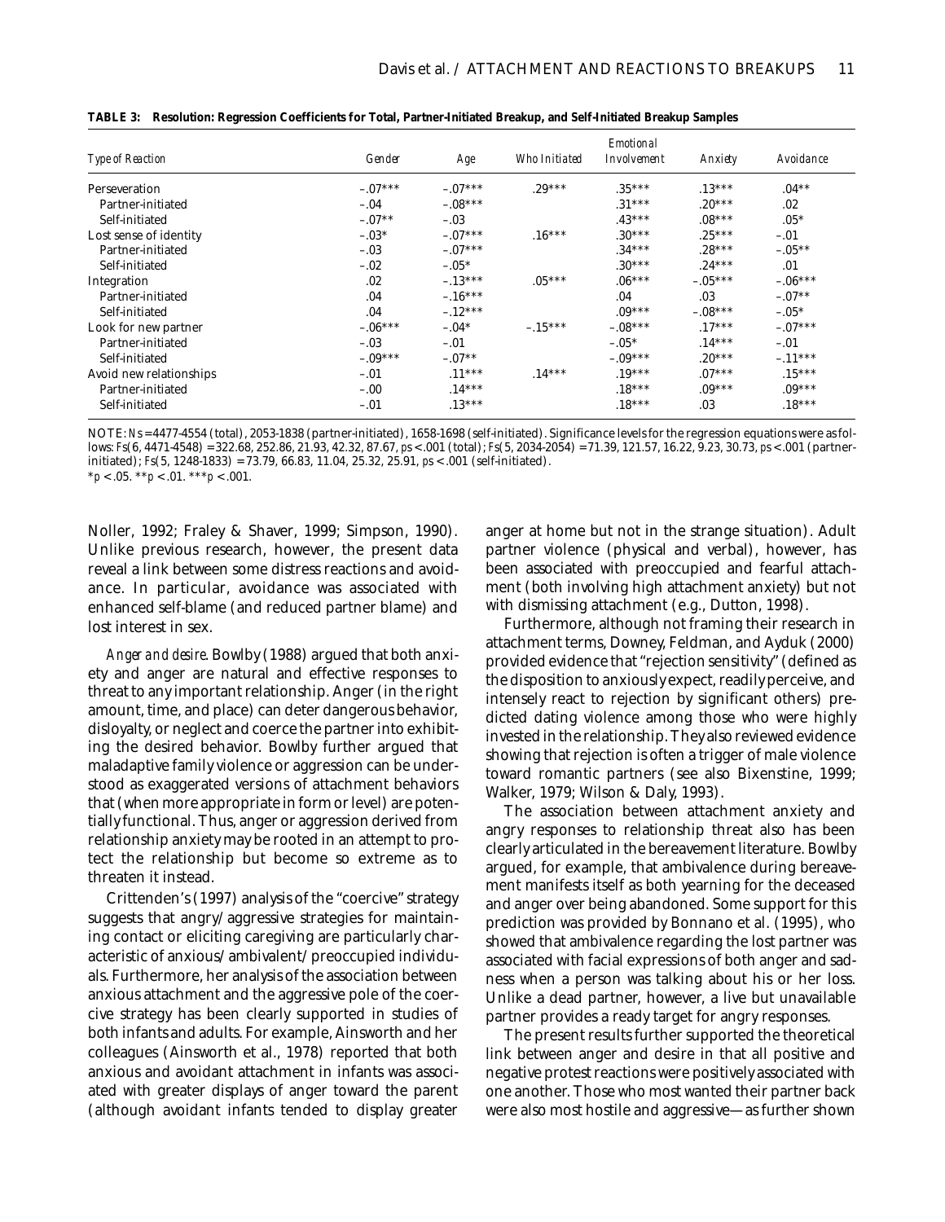**TABLE 3: Resolution: Regression Coefficients for Total, Partner-Initiated Breakup, and Self-Initiated Breakup Samples**

| *Type of Reaction* | *Gender* | *Age* | *Who Initiated* | *Emotional Involvement* | *Anxiety* | *Avoidance* |
|---|---|---|---|---|---|---|
| Perseveration | –.07*** | –.07*** | .29*** | .35*** | .13*** | .04** |
| Partner-initiated | –.04 | –.08*** | | .31*** | .20*** | .02 |
| Self-initiated | –.07** | –.03 | | .43*** | .08*** | .05* |
| Lost sense of identity | –.03* | –.07*** | .16*** | .30*** | .25*** | –.01 |
| Partner-initiated | –.03 | –.07*** | | .34*** | .28*** | –.05** |
| Self-initiated | –.02 | –.05* | | .30*** | .24*** | .01 |
| Integration | .02 | –.13*** | .05*** | .06*** | –.05*** | –.06*** |
| Partner-initiated | .04 | –.16*** | | .04 | .03 | –.07** |
| Self-initiated | .04 | –.12*** | | .09*** | –.08*** | –.05* |
| Look for new partner | –.06*** | –.04* | –.15*** | –.08*** | .17*** | –.07*** |
| Partner-initiated | –.03 | –.01 | | –.05* | .14*** | –.01 |
| Self-initiated | –.09*** | –.07** | | –.09*** | .20*** | –.11*** |
| Avoid new relationships | –.01 | .11*** | .14*** | .19*** | .07*** | .15*** |
| Partner-initiated | –.00 | .14*** | | .18*** | .09*** | .09*** |
| Self-initiated | –.01 | .13*** | | .18*** | .03 | .18*** |

NOTE: *N*s = 4477-4554 (total), 2053-1838 (partner-initiated), 1658-1698 (self-initiated). Significance levels for the regression equations were as follows: *F*s(6, 4471-4548) = 322.68, 252.86, 21.93, 42.32, 87.67, *p*s < .001 (total); *F*s(5, 2034-2054) = 71.39, 121.57, 16.22, 9.23, 30.73, *p*s < .001 (partner-initiated); *F*s(5, 1248-1833) = 73.79, 66.83, 11.04, 25.32, 25.91, *p*s < .001 (self-initiated).
*$p < .05$. **$p < .01$. ***$p < .001$.

Noller, 1992; Fraley & Shaver, 1999; Simpson, 1990). Unlike previous research, however, the present data reveal a link between some distress reactions and avoidance. In particular, avoidance was associated with enhanced self-blame (and reduced partner blame) and lost interest in sex.

*Anger and desire*. Bowlby (1988) argued that both anxiety and anger are natural and effective responses to threat to any important relationship. Anger (in the right amount, time, and place) can deter dangerous behavior, disloyalty, or neglect and coerce the partner into exhibiting the desired behavior. Bowlby further argued that maladaptive family violence or aggression can be understood as exaggerated versions of attachment behaviors that (when more appropriate in form or level) are potentially functional. Thus, anger or aggression derived from relationship anxiety may be rooted in an attempt to protect the relationship but become so extreme as to threaten it instead.

Crittenden's (1997) analysis of the "coercive" strategy suggests that angry/aggressive strategies for maintaining contact or eliciting caregiving are particularly characteristic of anxious/ambivalent/preoccupied individuals. Furthermore, her analysis of the association between anxious attachment and the aggressive pole of the coercive strategy has been clearly supported in studies of both infants and adults. For example, Ainsworth and her colleagues (Ainsworth et al., 1978) reported that both anxious and avoidant attachment in infants was associated with greater displays of anger toward the parent (although avoidant infants tended to display greater anger at home but not in the strange situation). Adult partner violence (physical and verbal), however, has been associated with preoccupied and fearful attachment (both involving high attachment anxiety) but not with dismissing attachment (e.g., Dutton, 1998).

Furthermore, although not framing their research in attachment terms, Downey, Feldman, and Ayduk (2000) provided evidence that "rejection sensitivity" (defined as the disposition to anxiously expect, readily perceive, and intensely react to rejection by significant others) predicted dating violence among those who were highly invested in the relationship. They also reviewed evidence showing that rejection is often a trigger of male violence toward romantic partners (see also Bixenstine, 1999; Walker, 1979; Wilson & Daly, 1993).

The association between attachment anxiety and angry responses to relationship threat also has been clearly articulated in the bereavement literature. Bowlby argued, for example, that ambivalence during bereavement manifests itself as both yearning for the deceased and anger over being abandoned. Some support for this prediction was provided by Bonnano et al. (1995), who showed that ambivalence regarding the lost partner was associated with facial expressions of both anger and sadness when a person was talking about his or her loss. Unlike a dead partner, however, a live but unavailable partner provides a ready target for angry responses.

The present results further supported the theoretical link between anger and desire in that all positive and negative protest reactions were positively associated with one another. Those who most wanted their partner back were also most hostile and aggressive—as further shown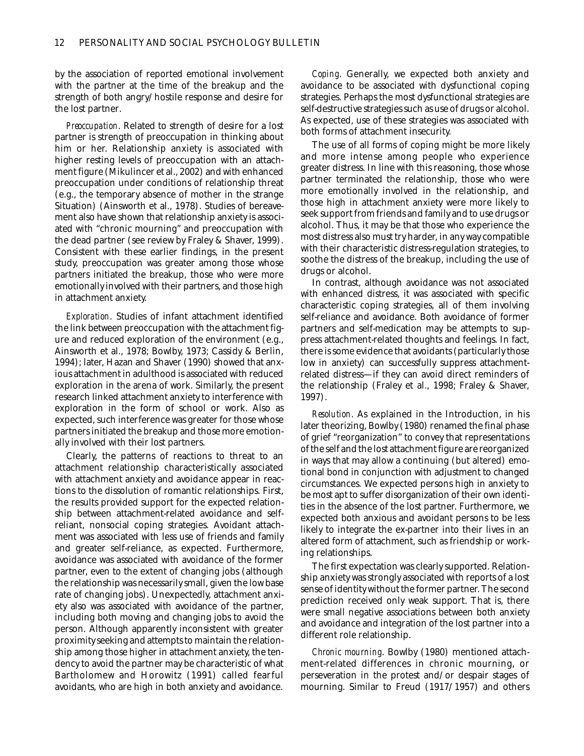by the association of reported emotional involvement with the partner at the time of the breakup and the strength of both angry/hostile response and desire for the lost partner.

*Preoccupation*. Related to strength of desire for a lost partner is strength of preoccupation in thinking about him or her. Relationship anxiety is associated with higher resting levels of preoccupation with an attachment figure (Mikulincer et al., 2002) and with enhanced preoccupation under conditions of relationship threat (e.g., the temporary absence of mother in the strange Situation) (Ainsworth et al., 1978). Studies of bereavement also have shown that relationship anxiety is associated with "chronic mourning" and preoccupation with the dead partner (see review by Fraley & Shaver, 1999). Consistent with these earlier findings, in the present study, preoccupation was greater among those whose partners initiated the breakup, those who were more emotionally involved with their partners, and those high in attachment anxiety.

*Exploration*. Studies of infant attachment identified the link between preoccupation with the attachment figure and reduced exploration of the environment (e.g., Ainsworth et al., 1978; Bowlby, 1973; Cassidy & Berlin, 1994); later, Hazan and Shaver (1990) showed that anxious attachment in adulthood is associated with reduced exploration in the arena of work. Similarly, the present research linked attachment anxiety to interference with exploration in the form of school or work. Also as expected, such interference was greater for those whose partners initiated the breakup and those more emotionally involved with their lost partners.

Clearly, the patterns of reactions to threat to an attachment relationship characteristically associated with attachment anxiety and avoidance appear in reactions to the dissolution of romantic relationships. First, the results provided support for the expected relationship between attachment-related avoidance and self-reliant, nonsocial coping strategies. Avoidant attachment was associated with less use of friends and family and greater self-reliance, as expected. Furthermore, avoidance was associated with avoidance of the former partner, even to the extent of changing jobs (although the relationship was necessarily small, given the low base rate of changing jobs). Unexpectedly, attachment anxiety also was associated with avoidance of the partner, including both moving and changing jobs to avoid the person. Although apparently inconsistent with greater proximity seeking and attempts to maintain the relationship among those higher in attachment anxiety, the tendency to avoid the partner may be characteristic of what Bartholomew and Horowitz (1991) called fearful avoidants, who are high in both anxiety and avoidance.

*Coping*. Generally, we expected both anxiety and avoidance to be associated with dysfunctional coping strategies. Perhaps the most dysfunctional strategies are self-destructive strategies such as use of drugs or alcohol. As expected, use of these strategies was associated with both forms of attachment insecurity.

The use of all forms of coping might be more likely and more intense among people who experience greater distress. In line with this reasoning, those whose partner terminated the relationship, those who were more emotionally involved in the relationship, and those high in attachment anxiety were more likely to seek support from friends and family and to use drugs or alcohol. Thus, it may be that those who experience the most distress also must try harder, in any way compatible with their characteristic distress-regulation strategies, to soothe the distress of the breakup, including the use of drugs or alcohol.

In contrast, although avoidance was not associated with enhanced distress, it was associated with specific characteristic coping strategies, all of them involving self-reliance and avoidance. Both avoidance of former partners and self-medication may be attempts to suppress attachment-related thoughts and feelings. In fact, there is some evidence that avoidants (particularly those low in anxiety) can successfully suppress attachment-related distress—if they can avoid direct reminders of the relationship (Fraley et al., 1998; Fraley & Shaver, 1997).

*Resolution*. As explained in the Introduction, in his later theorizing, Bowlby (1980) renamed the final phase of grief "reorganization" to convey that representations of the self and the lost attachment figure are reorganized in ways that may allow a continuing (but altered) emotional bond in conjunction with adjustment to changed circumstances. We expected persons high in anxiety to be most apt to suffer disorganization of their own identities in the absence of the lost partner. Furthermore, we expected both anxious and avoidant persons to be less likely to integrate the ex-partner into their lives in an altered form of attachment, such as friendship or working relationships.

The first expectation was clearly supported. Relationship anxiety was strongly associated with reports of a lost sense of identity without the former partner. The second prediction received only weak support. That is, there were small negative associations between both anxiety and avoidance and integration of the lost partner into a different role relationship.

*Chronic mourning*. Bowlby (1980) mentioned attachment-related differences in chronic mourning, or perseveration in the protest and/or despair stages of mourning. Similar to Freud (1917/1957) and others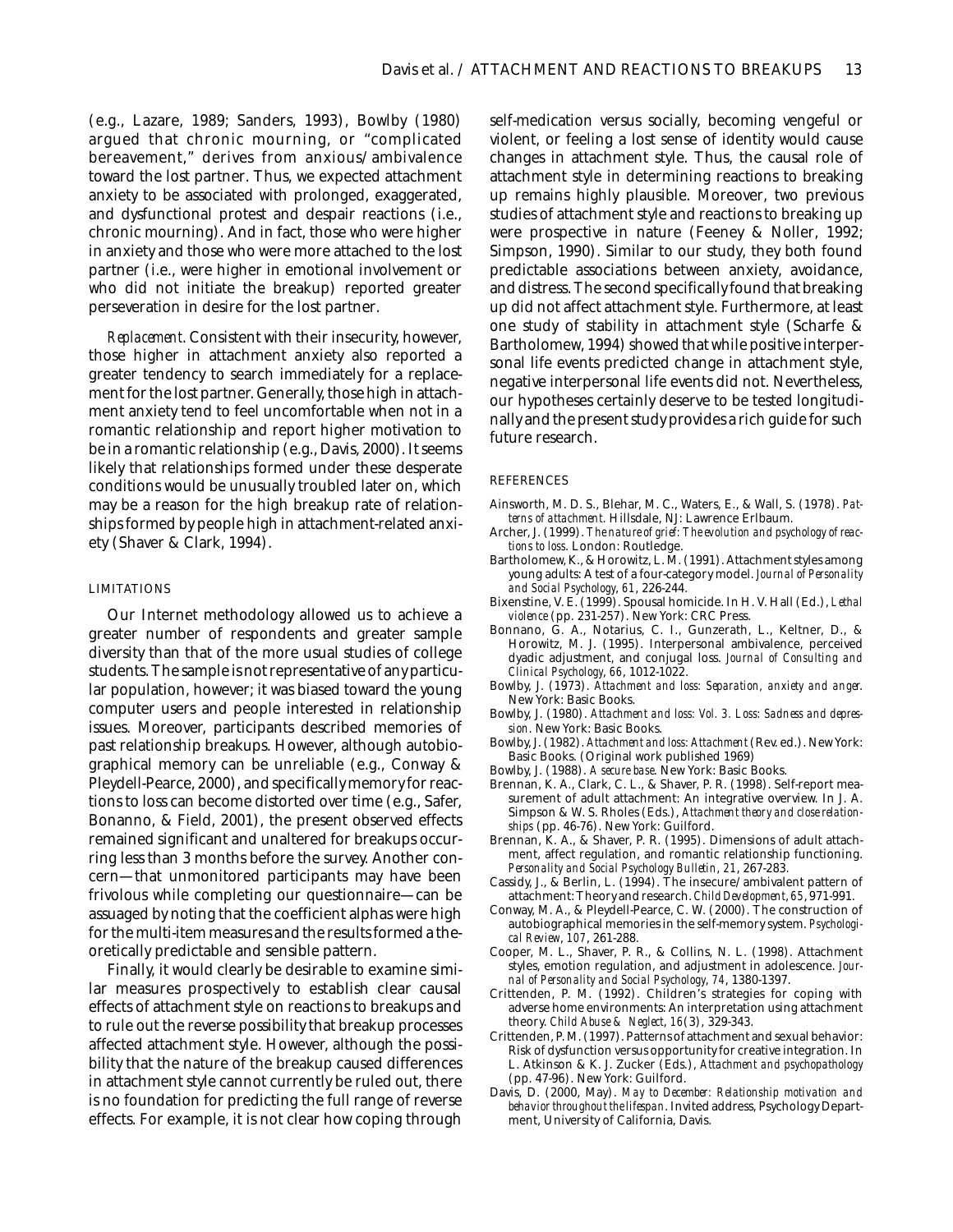(e.g., Lazare, 1989; Sanders, 1993), Bowlby (1980) argued that chronic mourning, or "complicated bereavement," derives from anxious/ambivalence toward the lost partner. Thus, we expected attachment anxiety to be associated with prolonged, exaggerated, and dysfunctional protest and despair reactions (i.e., chronic mourning). And in fact, those who were higher in anxiety and those who were more attached to the lost partner (i.e., were higher in emotional involvement or who did not initiate the breakup) reported greater perseveration in desire for the lost partner.

*Replacement*. Consistent with their insecurity, however, those higher in attachment anxiety also reported a greater tendency to search immediately for a replacement for the lost partner. Generally, those high in attachment anxiety tend to feel uncomfortable when not in a romantic relationship and report higher motivation to be in a romantic relationship (e.g., Davis, 2000). It seems likely that relationships formed under these desperate conditions would be unusually troubled later on, which may be a reason for the high breakup rate of relationships formed by people high in attachment-related anxiety (Shaver & Clark, 1994).

### LIMITATIONS

Our Internet methodology allowed us to achieve a greater number of respondents and greater sample diversity than that of the more usual studies of college students. The sample is not representative of any particular population, however; it was biased toward the young computer users and people interested in relationship issues. Moreover, participants described memories of past relationship breakups. However, although autobiographical memory can be unreliable (e.g., Conway & Pleydell-Pearce, 2000), and specifically memory for reactions to loss can become distorted over time (e.g., Safer, Bonanno, & Field, 2001), the present observed effects remained significant and unaltered for breakups occurring less than 3 months before the survey. Another concern—that unmonitored participants may have been frivolous while completing our questionnaire—can be assuaged by noting that the coefficient alphas were high for the multi-item measures and the results formed a theoretically predictable and sensible pattern.

Finally, it would clearly be desirable to examine similar measures prospectively to establish clear causal effects of attachment style on reactions to breakups and to rule out the reverse possibility that breakup processes affected attachment style. However, although the possibility that the nature of the breakup caused differences in attachment style cannot currently be ruled out, there is no foundation for predicting the full range of reverse effects. For example, it is not clear how coping through self-medication versus socially, becoming vengeful or violent, or feeling a lost sense of identity would cause changes in attachment style. Thus, the causal role of attachment style in determining reactions to breaking up remains highly plausible. Moreover, two previous studies of attachment style and reactions to breaking up were prospective in nature (Feeney & Noller, 1992; Simpson, 1990). Similar to our study, they both found predictable associations between anxiety, avoidance, and distress. The second specifically found that breaking up did not affect attachment style. Furthermore, at least one study of stability in attachment style (Scharfe & Bartholomew, 1994) showed that while positive interpersonal life events predicted change in attachment style, negative interpersonal life events did not. Nevertheless, our hypotheses certainly deserve to be tested longitudinally and the present study provides a rich guide for such future research.

## REFERENCES

Ainsworth, M. D. S., Blehar, M. C., Waters, E., & Wall, S. (1978). *Patterns of attachment*. Hillsdale, NJ: Lawrence Erlbaum.

Archer, J. (1999). *The nature of grief: The evolution and psychology of reactions to loss*. London: Routledge.

Bartholomew, K., & Horowitz, L. M. (1991). Attachment styles among young adults: A test of a four-category model. *Journal of Personality and Social Psychology*, *61*, 226-244.

Bixenstine, V. E. (1999). Spousal homicide. In H. V. Hall (Ed.), *Lethal violence* (pp. 231-257). New York: CRC Press.

Bonnano, G. A., Notarius, C. I., Gunzerath, L., Keltner, D., & Horowitz, M. J. (1995). Interpersonal ambivalence, perceived dyadic adjustment, and conjugal loss. *Journal of Consulting and Clinical Psychology*, *66*, 1012-1022.

Bowlby, J. (1973). *Attachment and loss: Separation, anxiety and anger*. New York: Basic Books.

Bowlby, J. (1980). *Attachment and loss: Vol. 3. Loss: Sadness and depression*. New York: Basic Books.

Bowlby, J. (1982). *Attachment and loss: Attachment* (Rev. ed.). New York: Basic Books. (Original work published 1969)

Bowlby, J. (1988). *A secure base*. New York: Basic Books.

Brennan, K. A., Clark, C. L., & Shaver, P. R. (1998). Self-report measurement of adult attachment: An integrative overview. In J. A. Simpson & W. S. Rholes (Eds.), *Attachment theory and close relationships* (pp. 46-76). New York: Guilford.

Brennan, K. A., & Shaver, P. R. (1995). Dimensions of adult attachment, affect regulation, and romantic relationship functioning. *Personality and Social Psychology Bulletin*, *21*, 267-283.

Cassidy, J., & Berlin, L. (1994). The insecure/ambivalent pattern of attachment: Theory and research. *Child Development*, *65*, 971-991.

Conway, M. A., & Pleydell-Pearce, C. W. (2000). The construction of autobiographical memories in the self-memory system. *Psychological Review*, *107*, 261-288.

Cooper, M. L., Shaver, P. R., & Collins, N. L. (1998). Attachment styles, emotion regulation, and adjustment in adolescence. *Journal of Personality and Social Psychology*, *74*, 1380-1397.

Crittenden, P. M. (1992). Children's strategies for coping with adverse home environments: An interpretation using attachment theory. *Child Abuse & Neglect*, *16*(3), 329-343.

Crittenden, P. M. (1997). Patterns of attachment and sexual behavior: Risk of dysfunction versus opportunity for creative integration. In L. Atkinson & K. J. Zucker (Eds.), *Attachment and psychopathology* (pp. 47-96). New York: Guilford.

Davis, D. (2000, May). *May to December: Relationship motivation and behavior throughout the lifespan*. Invited address, Psychology Department, University of California, Davis.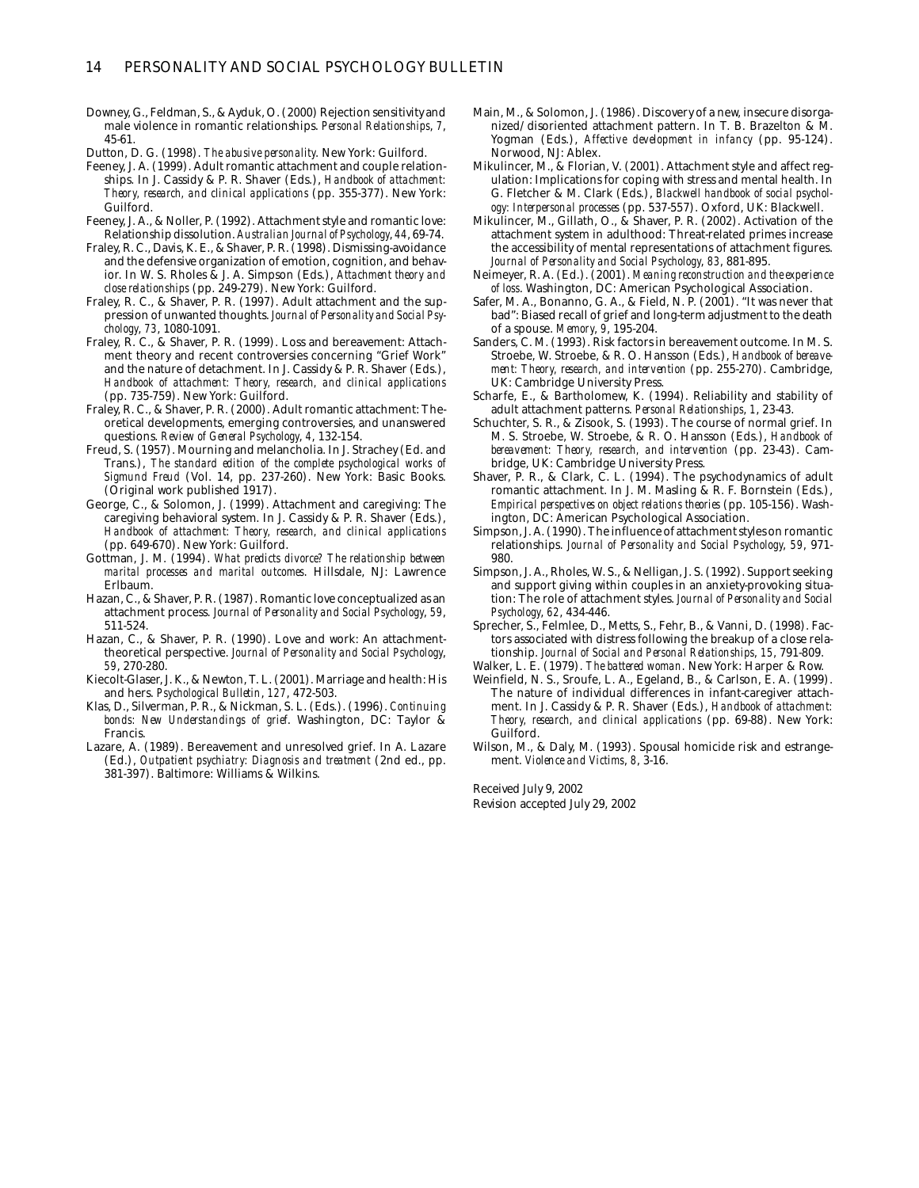Downey, G., Feldman, S., & Ayduk, O. (2000) Rejection sensitivity and male violence in romantic relationships. *Personal Relationships*, *7*, 45-61.

Dutton, D. G. (1998). *The abusive personality*. New York: Guilford.

Feeney, J. A. (1999). Adult romantic attachment and couple relationships. In J. Cassidy & P. R. Shaver (Eds.), *Handbook of attachment: Theory, research, and clinical applications* (pp. 355-377). New York: Guilford.

Feeney, J. A., & Noller, P. (1992). Attachment style and romantic love: Relationship dissolution. *Australian Journal of Psychology*, *44*, 69-74.

Fraley, R. C., Davis, K. E., & Shaver, P. R. (1998). Dismissing-avoidance and the defensive organization of emotion, cognition, and behavior. In W. S. Rholes & J. A. Simpson (Eds.), *Attachment theory and close relationships* (pp. 249-279). New York: Guilford.

Fraley, R. C., & Shaver, P. R. (1997). Adult attachment and the suppression of unwanted thoughts. *Journal of Personality and Social Psychology*, *73*, 1080-1091.

Fraley, R. C., & Shaver, P. R. (1999). Loss and bereavement: Attachment theory and recent controversies concerning "Grief Work" and the nature of detachment. In J. Cassidy & P. R. Shaver (Eds.), *Handbook of attachment: Theory, research, and clinical applications* (pp. 735-759). New York: Guilford.

Fraley, R. C., & Shaver, P. R. (2000). Adult romantic attachment: Theoretical developments, emerging controversies, and unanswered questions. *Review of General Psychology*, *4*, 132-154.

Freud, S. (1957). Mourning and melancholia. In J. Strachey (Ed. and Trans.), *The standard edition of the complete psychological works of Sigmund Freud* (Vol. 14, pp. 237-260). New York: Basic Books. (Original work published 1917).

George, C., & Solomon, J. (1999). Attachment and caregiving: The caregiving behavioral system. In J. Cassidy & P. R. Shaver (Eds.), *Handbook of attachment: Theory, research, and clinical applications* (pp. 649-670). New York: Guilford.

Gottman, J. M. (1994). *What predicts divorce? The relationship between marital processes and marital outcomes*. Hillsdale, NJ: Lawrence Erlbaum.

Hazan, C., & Shaver, P. R. (1987). Romantic love conceptualized as an attachment process. *Journal of Personality and Social Psychology*, *59*, 511-524.

Hazan, C., & Shaver, P. R. (1990). Love and work: An attachment-theoretical perspective. *Journal of Personality and Social Psychology*, *59*, 270-280.

Kiecolt-Glaser, J. K., & Newton, T. L. (2001). Marriage and health: His and hers. *Psychological Bulletin*, *127*, 472-503.

Klas, D., Silverman, P. R., & Nickman, S. L. (Eds.). (1996). *Continuing bonds: New Understandings of grief*. Washington, DC: Taylor & Francis.

Lazare, A. (1989). Bereavement and unresolved grief. In A. Lazare (Ed.), *Outpatient psychiatry: Diagnosis and treatment* (2nd ed., pp. 381-397). Baltimore: Williams & Wilkins.

Main, M., & Solomon, J. (1986). Discovery of a new, insecure disorganized/disoriented attachment pattern. In T. B. Brazelton & M. Yogman (Eds.), *Affective development in infancy* (pp. 95-124). Norwood, NJ: Ablex.

Mikulincer, M., & Florian, V. (2001). Attachment style and affect regulation: Implications for coping with stress and mental health. In G. Fletcher & M. Clark (Eds.), *Blackwell handbook of social psychology: Interpersonal processes* (pp. 537-557). Oxford, UK: Blackwell.

Mikulincer, M., Gillath, O., & Shaver, P. R. (2002). Activation of the attachment system in adulthood: Threat-related primes increase the accessibility of mental representations of attachment figures. *Journal of Personality and Social Psychology*, *83*, 881-895.

Neimeyer, R. A. (Ed.). (2001). *Meaning reconstruction and the experience of loss*. Washington, DC: American Psychological Association.

Safer, M. A., Bonanno, G. A., & Field, N. P. (2001). "It was never that bad": Biased recall of grief and long-term adjustment to the death of a spouse. *Memory*, *9*, 195-204.

Sanders, C. M. (1993). Risk factors in bereavement outcome. In M. S. Stroebe, W. Stroebe, & R. O. Hansson (Eds.), *Handbook of bereavement: Theory, research, and intervention* (pp. 255-270). Cambridge, UK: Cambridge University Press.

Scharfe, E., & Bartholomew, K. (1994). Reliability and stability of adult attachment patterns. *Personal Relationships*, *1*, 23-43.

Schuchter, S. R., & Zisook, S. (1993). The course of normal grief. In M. S. Stroebe, W. Stroebe, & R. O. Hansson (Eds.), *Handbook of bereavement: Theory, research, and intervention* (pp. 23-43). Cambridge, UK: Cambridge University Press.

Shaver, P. R., & Clark, C. L. (1994). The psychodynamics of adult romantic attachment. In J. M. Masling & R. F. Bornstein (Eds.), *Empirical perspectives on object relations theories* (pp. 105-156). Washington, DC: American Psychological Association.

Simpson, J. A. (1990). The influence of attachment styles on romantic relationships. *Journal of Personality and Social Psychology*, *59*, 971-980.

Simpson, J. A., Rholes, W. S., & Nelligan, J. S. (1992). Support seeking and support giving within couples in an anxiety-provoking situation: The role of attachment styles. *Journal of Personality and Social Psychology*, *62*, 434-446.

Sprecher, S., Felmlee, D., Metts, S., Fehr, B., & Vanni, D. (1998). Factors associated with distress following the breakup of a close relationship. *Journal of Social and Personal Relationships*, *15*, 791-809.

Walker, L. E. (1979). *The battered woman*. New York: Harper & Row.

Weinfield, N. S., Sroufe, L. A., Egeland, B., & Carlson, E. A. (1999). The nature of individual differences in infant-caregiver attachment. In J. Cassidy & P. R. Shaver (Eds.), *Handbook of attachment: Theory, research, and clinical applications* (pp. 69-88). New York: Guilford.

Wilson, M., & Daly, M. (1993). Spousal homicide risk and estrangement. *Violence and Victims*, *8*, 3-16.

Received July 9, 2002

Revision accepted July 29, 2002